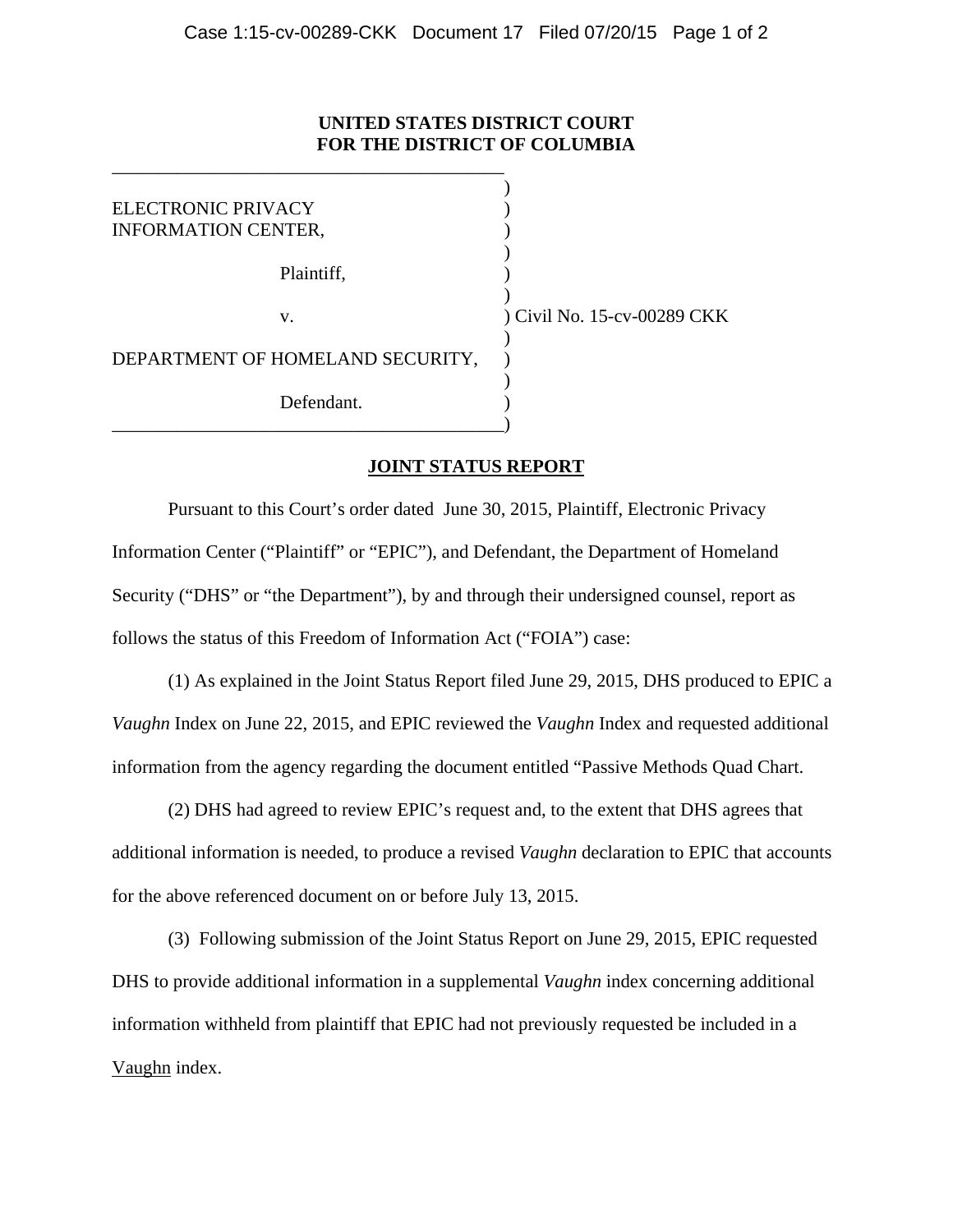**UNITED STATES DISTRICT COURT**
**FOR THE DISTRICT OF COLUMBIA**

| | |
|---|---|
| ELECTRONIC PRIVACY INFORMATION CENTER, | |
| Plaintiff, | |
| v. | Civil No. 15-cv-00289 CKK |
| DEPARTMENT OF HOMELAND SECURITY, | |
| Defendant. | |

**JOINT STATUS REPORT**

Pursuant to this Court's order dated June 30, 2015, Plaintiff, Electronic Privacy Information Center ("Plaintiff" or "EPIC"), and Defendant, the Department of Homeland Security ("DHS" or "the Department"), by and through their undersigned counsel, report as follows the status of this Freedom of Information Act ("FOIA") case:

(1) As explained in the Joint Status Report filed June 29, 2015, DHS produced to EPIC a *Vaughn* Index on June 22, 2015, and EPIC reviewed the *Vaughn* Index and requested additional information from the agency regarding the document entitled "Passive Methods Quad Chart.

(2) DHS had agreed to review EPIC's request and, to the extent that DHS agrees that additional information is needed, to produce a revised *Vaughn* declaration to EPIC that accounts for the above referenced document on or before July 13, 2015.

(3) Following submission of the Joint Status Report on June 29, 2015, EPIC requested DHS to provide additional information in a supplemental *Vaughn* index concerning additional information withheld from plaintiff that EPIC had not previously requested be included in a Vaughn index.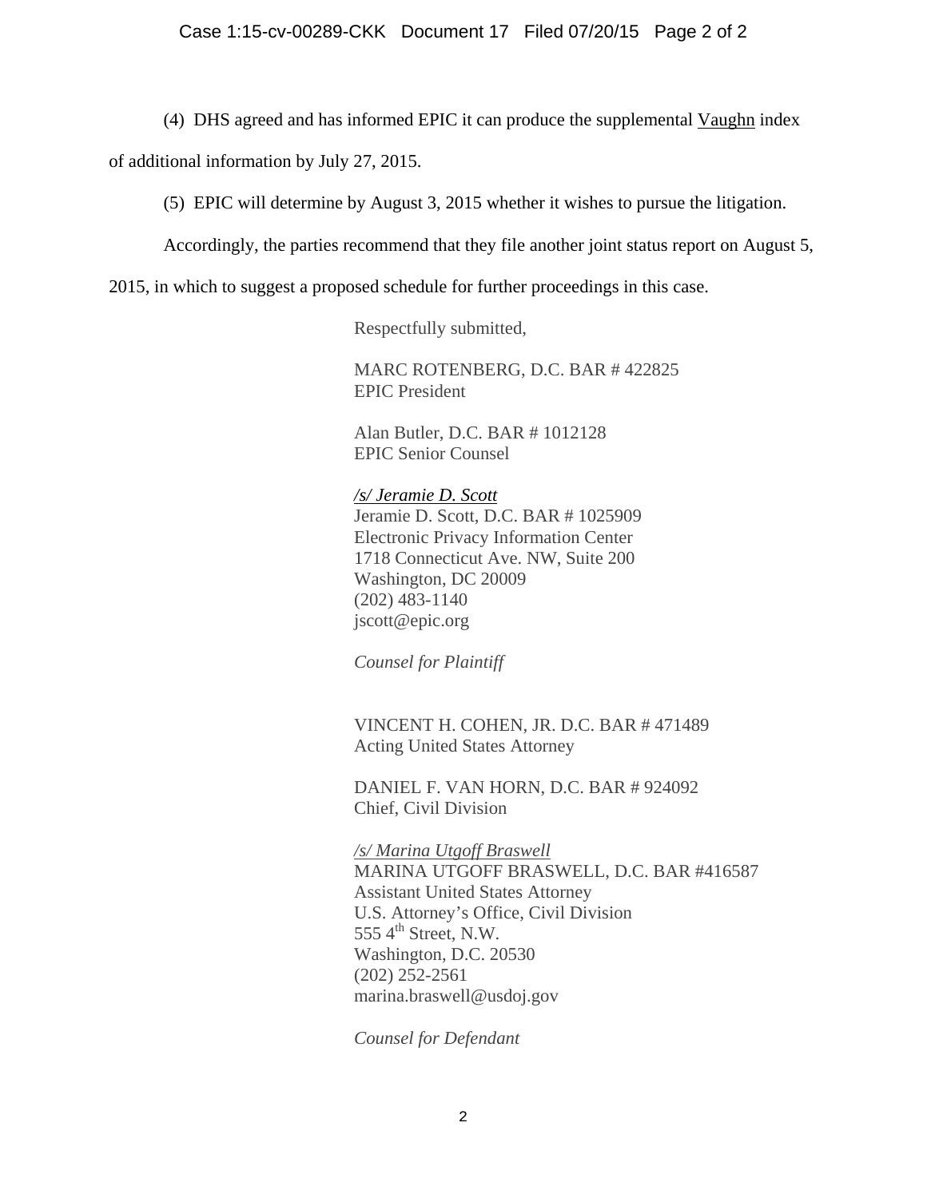(4) DHS agreed and has informed EPIC it can produce the supplemental Vaughn index of additional information by July 27, 2015.

(5) EPIC will determine by August 3, 2015 whether it wishes to pursue the litigation.

Accordingly, the parties recommend that they file another joint status report on August 5, 2015, in which to suggest a proposed schedule for further proceedings in this case.

Respectfully submitted,

MARC ROTENBERG, D.C. BAR # 422825
EPIC President

Alan Butler, D.C. BAR # 1012128
EPIC Senior Counsel

*/s/ Jeramie D. Scott*
Jeramie D. Scott, D.C. BAR # 1025909
Electronic Privacy Information Center
1718 Connecticut Ave. NW, Suite 200
Washington, DC 20009
(202) 483-1140
jscott@epic.org

*Counsel for Plaintiff*

VINCENT H. COHEN, JR. D.C. BAR # 471489
Acting United States Attorney

DANIEL F. VAN HORN, D.C. BAR # 924092
Chief, Civil Division

*/s/ Marina Utgoff Braswell*
MARINA UTGOFF BRASWELL, D.C. BAR #416587
Assistant United States Attorney
U.S. Attorney's Office, Civil Division
555 4th Street, N.W.
Washington, D.C. 20530
(202) 252-2561
marina.braswell@usdoj.gov

*Counsel for Defendant*